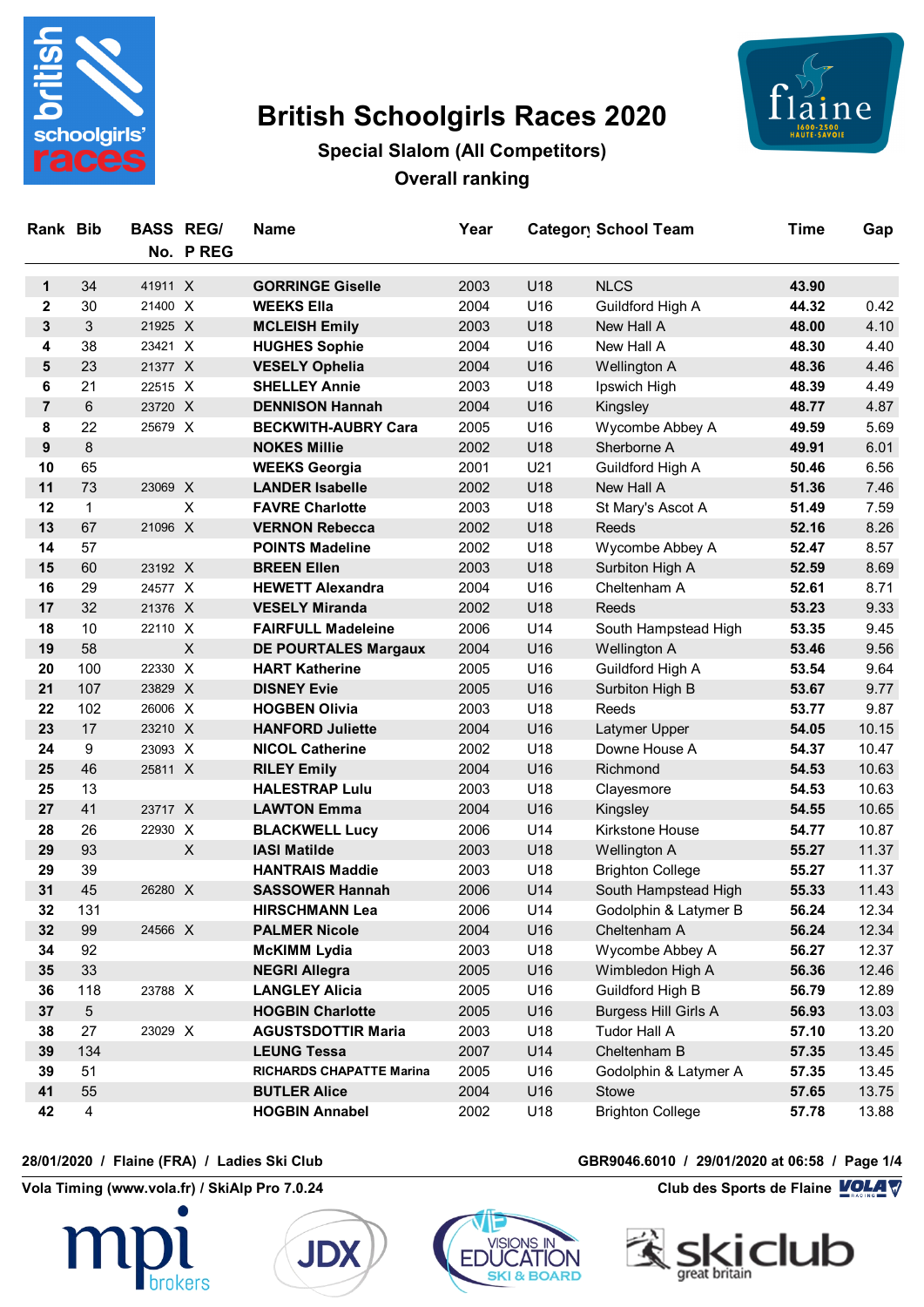# British Schoolgirls Races 2020

## Special Slalom (All Competitors)

## Overall ranking

| Rank | Bib | BASS No. | REG/ P REG | Name | Year | Category | School Team | Time | Gap |
|---|---|---|---|---|---|---|---|---|---|
| 1 | 34 | 41911 | X | GORRINGE Giselle | 2003 | U18 | NLCS | 43.90 | |
| 2 | 30 | 21400 | X | WEEKS Ella | 2004 | U16 | Guildford High A | 44.32 | 0.42 |
| 3 | 3 | 21925 | X | MCLEISH Emily | 2003 | U18 | New Hall A | 48.00 | 4.10 |
| 4 | 38 | 23421 | X | HUGHES Sophie | 2004 | U16 | New Hall A | 48.30 | 4.40 |
| 5 | 23 | 21377 | X | VESELY Ophelia | 2004 | U16 | Wellington A | 48.36 | 4.46 |
| 6 | 21 | 22515 | X | SHELLEY Annie | 2003 | U18 | Ipswich High | 48.39 | 4.49 |
| 7 | 6 | 23720 | X | DENNISON Hannah | 2004 | U16 | Kingsley | 48.77 | 4.87 |
| 8 | 22 | 25679 | X | BECKWITH-AUBRY Cara | 2005 | U16 | Wycombe Abbey A | 49.59 | 5.69 |
| 9 | 8 | | | NOKES Millie | 2002 | U18 | Sherborne A | 49.91 | 6.01 |
| 10 | 65 | | | WEEKS Georgia | 2001 | U21 | Guildford High A | 50.46 | 6.56 |
| 11 | 73 | 23069 | X | LANDER Isabelle | 2002 | U18 | New Hall A | 51.36 | 7.46 |
| 12 | 1 | | X | FAVRE Charlotte | 2003 | U18 | St Mary's Ascot A | 51.49 | 7.59 |
| 13 | 67 | 21096 | X | VERNON Rebecca | 2002 | U18 | Reeds | 52.16 | 8.26 |
| 14 | 57 | | | POINTS Madeline | 2002 | U18 | Wycombe Abbey A | 52.47 | 8.57 |
| 15 | 60 | 23192 | X | BREEN Ellen | 2003 | U18 | Surbiton High A | 52.59 | 8.69 |
| 16 | 29 | 24577 | X | HEWETT Alexandra | 2004 | U16 | Cheltenham A | 52.61 | 8.71 |
| 17 | 32 | 21376 | X | VESELY Miranda | 2002 | U18 | Reeds | 53.23 | 9.33 |
| 18 | 10 | 22110 | X | FAIRFULL Madeleine | 2006 | U14 | South Hampstead High | 53.35 | 9.45 |
| 19 | 58 | | X | DE POURTALES Margaux | 2004 | U16 | Wellington A | 53.46 | 9.56 |
| 20 | 100 | 22330 | X | HART Katherine | 2005 | U16 | Guildford High A | 53.54 | 9.64 |
| 21 | 107 | 23829 | X | DISNEY Evie | 2005 | U16 | Surbiton High B | 53.67 | 9.77 |
| 22 | 102 | 26006 | X | HOGBEN Olivia | 2003 | U18 | Reeds | 53.77 | 9.87 |
| 23 | 17 | 23210 | X | HANFORD Juliette | 2004 | U16 | Latymer Upper | 54.05 | 10.15 |
| 24 | 9 | 23093 | X | NICOL Catherine | 2002 | U18 | Downe House A | 54.37 | 10.47 |
| 25 | 46 | 25811 | X | RILEY Emily | 2004 | U16 | Richmond | 54.53 | 10.63 |
| 25 | 13 | | | HALESTRAP Lulu | 2003 | U18 | Clayesmore | 54.53 | 10.63 |
| 27 | 41 | 23717 | X | LAWTON Emma | 2004 | U16 | Kingsley | 54.55 | 10.65 |
| 28 | 26 | 22930 | X | BLACKWELL Lucy | 2006 | U14 | Kirkstone House | 54.77 | 10.87 |
| 29 | 93 | | X | IASI Matilde | 2003 | U18 | Wellington A | 55.27 | 11.37 |
| 29 | 39 | | | HANTRAIS Maddie | 2003 | U18 | Brighton College | 55.27 | 11.37 |
| 31 | 45 | 26280 | X | SASSOWER Hannah | 2006 | U14 | South Hampstead High | 55.33 | 11.43 |
| 32 | 131 | | | HIRSCHMANN Lea | 2006 | U14 | Godolphin & Latymer B | 56.24 | 12.34 |
| 32 | 99 | 24566 | X | PALMER Nicole | 2004 | U16 | Cheltenham A | 56.24 | 12.34 |
| 34 | 92 | | | McKIMM Lydia | 2003 | U18 | Wycombe Abbey A | 56.27 | 12.37 |
| 35 | 33 | | | NEGRI Allegra | 2005 | U16 | Wimbledon High A | 56.36 | 12.46 |
| 36 | 118 | 23788 | X | LANGLEY Alicia | 2005 | U16 | Guildford High B | 56.79 | 12.89 |
| 37 | 5 | | | HOGBIN Charlotte | 2005 | U16 | Burgess Hill Girls A | 56.93 | 13.03 |
| 38 | 27 | 23029 | X | AGUSTSDOTTIR Maria | 2003 | U18 | Tudor Hall A | 57.10 | 13.20 |
| 39 | 134 | | | LEUNG Tessa | 2007 | U14 | Cheltenham B | 57.35 | 13.45 |
| 39 | 51 | | | RICHARDS CHAPATTE Marina | 2005 | U16 | Godolphin & Latymer A | 57.35 | 13.45 |
| 41 | 55 | | | BUTLER Alice | 2004 | U16 | Stowe | 57.65 | 13.75 |
| 42 | 4 | | | HOGBIN Annabel | 2002 | U18 | Brighton College | 57.78 | 13.88 |

28/01/2020 / Flaine (FRA) / Ladies Ski Club — GBR9046.6010 / 29/01/2020 at 06:58

Vola Timing (www.vola.fr) / SkiAlp Pro 7.0.24 — Club des Sports de Flaine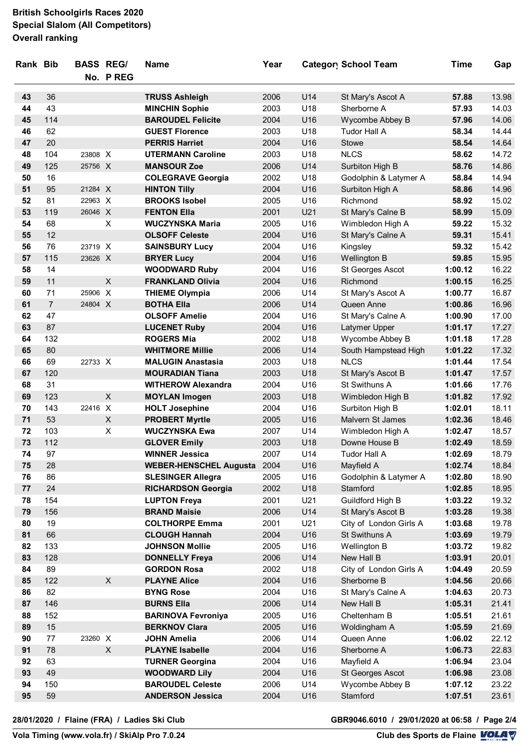**British Schoolgirls Races 2020**
**Special Slalom (All Competitors)**
**Overall ranking**

| Rank | Bib | BASS No. | REG/ P REG | Name | Year | Category | School Team | Time | Gap |
|---|---|---|---|---|---|---|---|---|---|
| **43** | 36 | | | **TRUSS Ashleigh** | 2006 | U14 | St Mary's Ascot A | **57.88** | 13.98 |
| **44** | 43 | | | **MINCHIN Sophie** | 2003 | U18 | Sherborne A | **57.93** | 14.03 |
| **45** | 114 | | | **BAROUDEL Felicite** | 2004 | U16 | Wycombe Abbey B | **57.96** | 14.06 |
| **46** | 62 | | | **GUEST Florence** | 2003 | U18 | Tudor Hall A | **58.34** | 14.44 |
| **47** | 20 | | | **PERRIS Harriet** | 2004 | U16 | Stowe | **58.54** | 14.64 |
| **48** | 104 | 23808 | X | **UTERMANN Caroline** | 2003 | U18 | NLCS | **58.62** | 14.72 |
| **49** | 125 | 25756 | X | **MANSOUR Zoe** | 2006 | U14 | Surbiton High B | **58.76** | 14.86 |
| **50** | 16 | | | **COLEGRAVE Georgia** | 2002 | U18 | Godolphin & Latymer A | **58.84** | 14.94 |
| **51** | 95 | 21284 | X | **HINTON Tilly** | 2004 | U16 | Surbiton High A | **58.86** | 14.96 |
| **52** | 81 | 22963 | X | **BROOKS Isobel** | 2005 | U16 | Richmond | **58.92** | 15.02 |
| **53** | 119 | 26046 | X | **FENTON Ella** | 2001 | U21 | St Mary's Calne B | **58.99** | 15.09 |
| **54** | 68 | | X | **WUCZYNSKA Maria** | 2005 | U16 | Wimbledon High A | **59.22** | 15.32 |
| **55** | 12 | | | **OLSOFF Celeste** | 2004 | U16 | St Mary's Calne A | **59.31** | 15.41 |
| **56** | 76 | 23719 | X | **SAINSBURY Lucy** | 2004 | U16 | Kingsley | **59.32** | 15.42 |
| **57** | 115 | 23626 | X | **BRYER Lucy** | 2004 | U16 | Wellington B | **59.85** | 15.95 |
| **58** | 14 | | | **WOODWARD Ruby** | 2004 | U16 | St Georges Ascot | **1:00.12** | 16.22 |
| **59** | 11 | | X | **FRANKLAND Olivia** | 2004 | U16 | Richmond | **1:00.15** | 16.25 |
| **60** | 71 | 25906 | X | **THIEME Olympia** | 2006 | U14 | St Mary's Ascot A | **1:00.77** | 16.87 |
| **61** | 7 | 24804 | X | **BOTHA Ella** | 2006 | U14 | Queen Anne | **1:00.86** | 16.96 |
| **62** | 47 | | | **OLSOFF Amelie** | 2004 | U16 | St Mary's Calne A | **1:00.90** | 17.00 |
| **63** | 87 | | | **LUCENET Ruby** | 2004 | U16 | Latymer Upper | **1:01.17** | 17.27 |
| **64** | 132 | | | **ROGERS Mia** | 2002 | U18 | Wycombe Abbey B | **1:01.18** | 17.28 |
| **65** | 80 | | | **WHITMORE Millie** | 2006 | U14 | South Hampstead High | **1:01.22** | 17.32 |
| **66** | 69 | 22733 | X | **MALUGIN Anastasia** | 2003 | U18 | NLCS | **1:01.44** | 17.54 |
| **67** | 120 | | | **MOURADIAN Tiana** | 2003 | U18 | St Mary's Ascot B | **1:01.47** | 17.57 |
| **68** | 31 | | | **WITHEROW Alexandra** | 2004 | U16 | St Swithuns A | **1:01.66** | 17.76 |
| **69** | 123 | | X | **MOYLAN Imogen** | 2003 | U18 | Wimbledon High B | **1:01.82** | 17.92 |
| **70** | 143 | 22416 | X | **HOLT Josephine** | 2004 | U16 | Surbiton High B | **1:02.01** | 18.11 |
| **71** | 53 | | X | **PROBERT Myrtle** | 2005 | U16 | Malvern St James | **1:02.36** | 18.46 |
| **72** | 103 | | X | **WUCZYNSKA Ewa** | 2007 | U14 | Wimbledon High A | **1:02.47** | 18.57 |
| **73** | 112 | | | **GLOVER Emily** | 2003 | U18 | Downe House B | **1:02.49** | 18.59 |
| **74** | 97 | | | **WINNER Jessica** | 2007 | U14 | Tudor Hall A | **1:02.69** | 18.79 |
| **75** | 28 | | | **WEBER-HENSCHEL Augusta** | 2004 | U16 | Mayfield A | **1:02.74** | 18.84 |
| **76** | 86 | | | **SLESINGER Allegra** | 2005 | U16 | Godolphin & Latymer A | **1:02.80** | 18.90 |
| **77** | 24 | | | **RICHARDSON Georgia** | 2002 | U18 | Stamford | **1:02.85** | 18.95 |
| **78** | 154 | | | **LUPTON Freya** | 2001 | U21 | Guildford High B | **1:03.22** | 19.32 |
| **79** | 156 | | | **BRAND Maisie** | 2006 | U14 | St Mary's Ascot B | **1:03.28** | 19.38 |
| **80** | 19 | | | **COLTHORPE Emma** | 2001 | U21 | City of London Girls A | **1:03.68** | 19.78 |
| **81** | 66 | | | **CLOUGH Hannah** | 2004 | U16 | St Swithuns A | **1:03.69** | 19.79 |
| **82** | 133 | | | **JOHNSON Mollie** | 2005 | U16 | Wellington B | **1:03.72** | 19.82 |
| **83** | 128 | | | **DONNELLY Freya** | 2006 | U14 | New Hall B | **1:03.91** | 20.01 |
| **84** | 89 | | | **GORDON Rosa** | 2002 | U18 | City of London Girls A | **1:04.49** | 20.59 |
| **85** | 122 | | X | **PLAYNE Alice** | 2004 | U16 | Sherborne B | **1:04.56** | 20.66 |
| **86** | 82 | | | **BYNG Rose** | 2004 | U16 | St Mary's Calne A | **1:04.63** | 20.73 |
| **87** | 146 | | | **BURNS Ella** | 2006 | U14 | New Hall B | **1:05.31** | 21.41 |
| **88** | 152 | | | **BARINOVA Fevroniya** | 2005 | U16 | Cheltenham B | **1:05.51** | 21.61 |
| **89** | 15 | | | **BERKNOV Clara** | 2005 | U16 | Woldingham A | **1:05.59** | 21.69 |
| **90** | 77 | 23260 | X | **JOHN Amelia** | 2006 | U14 | Queen Anne | **1:06.02** | 22.12 |
| **91** | 78 | | X | **PLAYNE Isabelle** | 2004 | U16 | Sherborne A | **1:06.73** | 22.83 |
| **92** | 63 | | | **TURNER Georgina** | 2004 | U16 | Mayfield A | **1:06.94** | 23.04 |
| **93** | 49 | | | **WOODWARD Lily** | 2004 | U16 | St Georges Ascot | **1:06.98** | 23.08 |
| **94** | 150 | | | **BAROUDEL Celeste** | 2006 | U14 | Wycombe Abbey B | **1:07.12** | 23.22 |
| **95** | 59 | | | **ANDERSON Jessica** | 2004 | U16 | Stamford | **1:07.51** | 23.61 |

**28/01/2020 / Flaine (FRA) / Ladies Ski Club** — **GBR9046.6010 / 29/01/2020 at 06:58**

**Vola Timing (www.vola.fr) / SkiAlp Pro 7.0.24** — **Club des Sports de Flaine**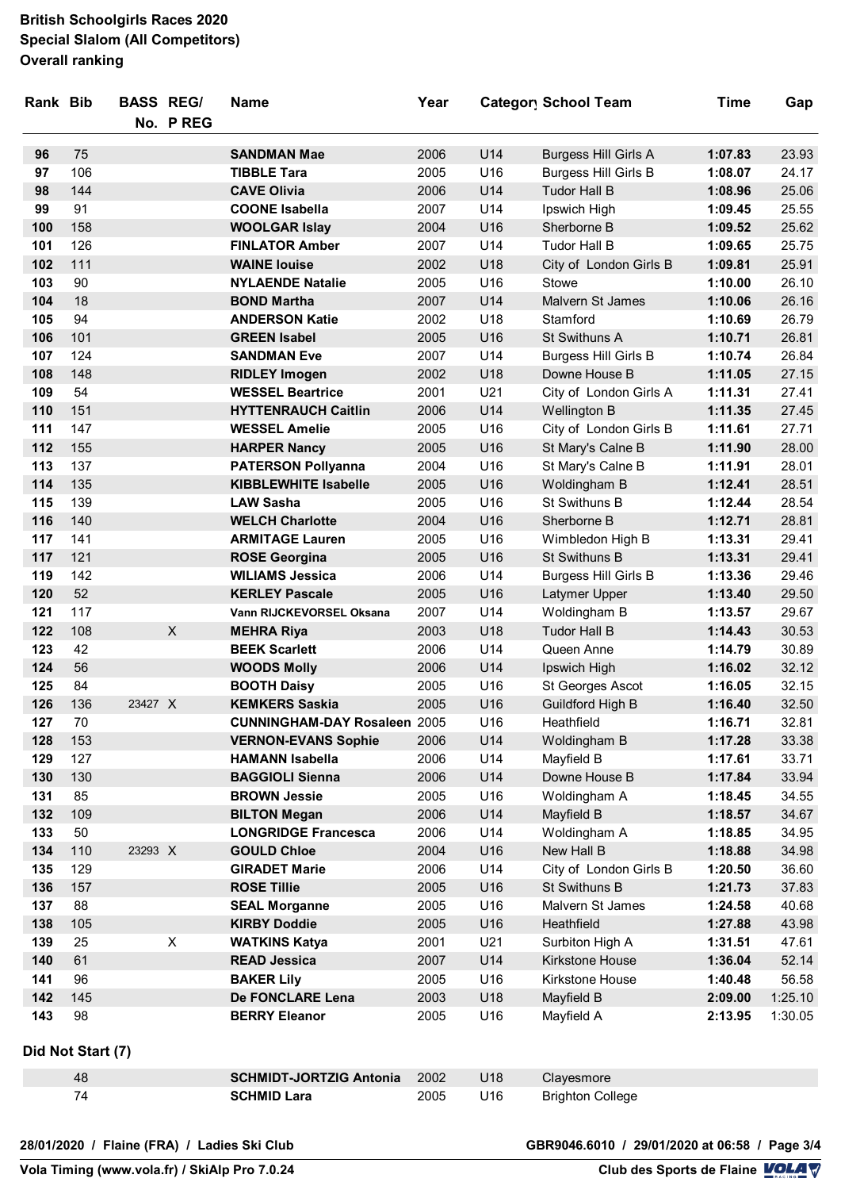**British Schoolgirls Races 2020**
**Special Slalom (All Competitors)**
**Overall ranking**

| Rank | Bib | BASS No. | REG/ P REG | Name | Year | Category | School Team | Time | Gap |
|---|---|---|---|---|---|---|---|---|---|
| **96** | 75 | | | **SANDMAN Mae** | 2006 | U14 | Burgess Hill Girls A | **1:07.83** | 23.93 |
| **97** | 106 | | | **TIBBLE Tara** | 2005 | U16 | Burgess Hill Girls B | **1:08.07** | 24.17 |
| **98** | 144 | | | **CAVE Olivia** | 2006 | U14 | Tudor Hall B | **1:08.96** | 25.06 |
| **99** | 91 | | | **COONE Isabella** | 2007 | U14 | Ipswich High | **1:09.45** | 25.55 |
| **100** | 158 | | | **WOOLGAR Islay** | 2004 | U16 | Sherborne B | **1:09.52** | 25.62 |
| **101** | 126 | | | **FINLATOR Amber** | 2007 | U14 | Tudor Hall B | **1:09.65** | 25.75 |
| **102** | 111 | | | **WAINE louise** | 2002 | U18 | City of London Girls B | **1:09.81** | 25.91 |
| **103** | 90 | | | **NYLAENDE Natalie** | 2005 | U16 | Stowe | **1:10.00** | 26.10 |
| **104** | 18 | | | **BOND Martha** | 2007 | U14 | Malvern St James | **1:10.06** | 26.16 |
| **105** | 94 | | | **ANDERSON Katie** | 2002 | U18 | Stamford | **1:10.69** | 26.79 |
| **106** | 101 | | | **GREEN Isabel** | 2005 | U16 | St Swithuns A | **1:10.71** | 26.81 |
| **107** | 124 | | | **SANDMAN Eve** | 2007 | U14 | Burgess Hill Girls B | **1:10.74** | 26.84 |
| **108** | 148 | | | **RIDLEY Imogen** | 2002 | U18 | Downe House B | **1:11.05** | 27.15 |
| **109** | 54 | | | **WESSEL Beartrice** | 2001 | U21 | City of London Girls A | **1:11.31** | 27.41 |
| **110** | 151 | | | **HYTTENRAUCH Caitlin** | 2006 | U14 | Wellington B | **1:11.35** | 27.45 |
| **111** | 147 | | | **WESSEL Amelie** | 2005 | U16 | City of London Girls B | **1:11.61** | 27.71 |
| **112** | 155 | | | **HARPER Nancy** | 2005 | U16 | St Mary's Calne B | **1:11.90** | 28.00 |
| **113** | 137 | | | **PATERSON Pollyanna** | 2004 | U16 | St Mary's Calne B | **1:11.91** | 28.01 |
| **114** | 135 | | | **KIBBLEWHITE Isabelle** | 2005 | U16 | Woldingham B | **1:12.41** | 28.51 |
| **115** | 139 | | | **LAW Sasha** | 2005 | U16 | St Swithuns B | **1:12.44** | 28.54 |
| **116** | 140 | | | **WELCH Charlotte** | 2004 | U16 | Sherborne B | **1:12.71** | 28.81 |
| **117** | 141 | | | **ARMITAGE Lauren** | 2005 | U16 | Wimbledon High B | **1:13.31** | 29.41 |
| **117** | 121 | | | **ROSE Georgina** | 2005 | U16 | St Swithuns B | **1:13.31** | 29.41 |
| **119** | 142 | | | **WILIAMS Jessica** | 2006 | U14 | Burgess Hill Girls B | **1:13.36** | 29.46 |
| **120** | 52 | | | **KERLEY Pascale** | 2005 | U16 | Latymer Upper | **1:13.40** | 29.50 |
| **121** | 117 | | | **Vann RIJCKEVORSEL Oksana** | 2007 | U14 | Woldingham B | **1:13.57** | 29.67 |
| **122** | 108 | | X | **MEHRA Riya** | 2003 | U18 | Tudor Hall B | **1:14.43** | 30.53 |
| **123** | 42 | | | **BEEK Scarlett** | 2006 | U14 | Queen Anne | **1:14.79** | 30.89 |
| **124** | 56 | | | **WOODS Molly** | 2006 | U14 | Ipswich High | **1:16.02** | 32.12 |
| **125** | 84 | | | **BOOTH Daisy** | 2005 | U16 | St Georges Ascot | **1:16.05** | 32.15 |
| **126** | 136 | 23427 | X | **KEMKERS Saskia** | 2005 | U16 | Guildford High B | **1:16.40** | 32.50 |
| **127** | 70 | | | **CUNNINGHAM-DAY Rosaleen** | 2005 | U16 | Heathfield | **1:16.71** | 32.81 |
| **128** | 153 | | | **VERNON-EVANS Sophie** | 2006 | U14 | Woldingham B | **1:17.28** | 33.38 |
| **129** | 127 | | | **HAMANN Isabella** | 2006 | U14 | Mayfield B | **1:17.61** | 33.71 |
| **130** | 130 | | | **BAGGIOLI Sienna** | 2006 | U14 | Downe House B | **1:17.84** | 33.94 |
| **131** | 85 | | | **BROWN Jessie** | 2005 | U16 | Woldingham A | **1:18.45** | 34.55 |
| **132** | 109 | | | **BILTON Megan** | 2006 | U14 | Mayfield B | **1:18.57** | 34.67 |
| **133** | 50 | | | **LONGRIDGE Francesca** | 2006 | U14 | Woldingham A | **1:18.85** | 34.95 |
| **134** | 110 | 23293 | X | **GOULD Chloe** | 2004 | U16 | New Hall B | **1:18.88** | 34.98 |
| **135** | 129 | | | **GIRADET Marie** | 2006 | U14 | City of London Girls B | **1:20.50** | 36.60 |
| **136** | 157 | | | **ROSE Tillie** | 2005 | U16 | St Swithuns B | **1:21.73** | 37.83 |
| **137** | 88 | | | **SEAL Morganne** | 2005 | U16 | Malvern St James | **1:24.58** | 40.68 |
| **138** | 105 | | | **KIRBY Doddie** | 2005 | U16 | Heathfield | **1:27.88** | 43.98 |
| **139** | 25 | | X | **WATKINS Katya** | 2001 | U21 | Surbiton High A | **1:31.51** | 47.61 |
| **140** | 61 | | | **READ Jessica** | 2007 | U14 | Kirkstone House | **1:36.04** | 52.14 |
| **141** | 96 | | | **BAKER Lily** | 2005 | U16 | Kirkstone House | **1:40.48** | 56.58 |
| **142** | 145 | | | **De FONCLARE Lena** | 2003 | U18 | Mayfield B | **2:09.00** | 1:25.10 |
| **143** | 98 | | | **BERRY Eleanor** | 2005 | U16 | Mayfield A | **2:13.95** | 1:30.05 |

**Did Not Start (7)**

| Rank | Bib | BASS No. | REG/ P REG | Name | Year | Category | School Team | Time | Gap |
|---|---|---|---|---|---|---|---|---|---|
| | 48 | | | **SCHMIDT-JORTZIG Antonia** | 2002 | U18 | Clayesmore | | |
| | 74 | | | **SCHMID Lara** | 2005 | U16 | Brighton College | | |

**28/01/2020 / Flaine (FRA) / Ladies Ski Club** — **GBR9046.6010 / 29/01/2020 at 06:58**

**Vola Timing (www.vola.fr) / SkiAlp Pro 7.0.24** — **Club des Sports de Flaine**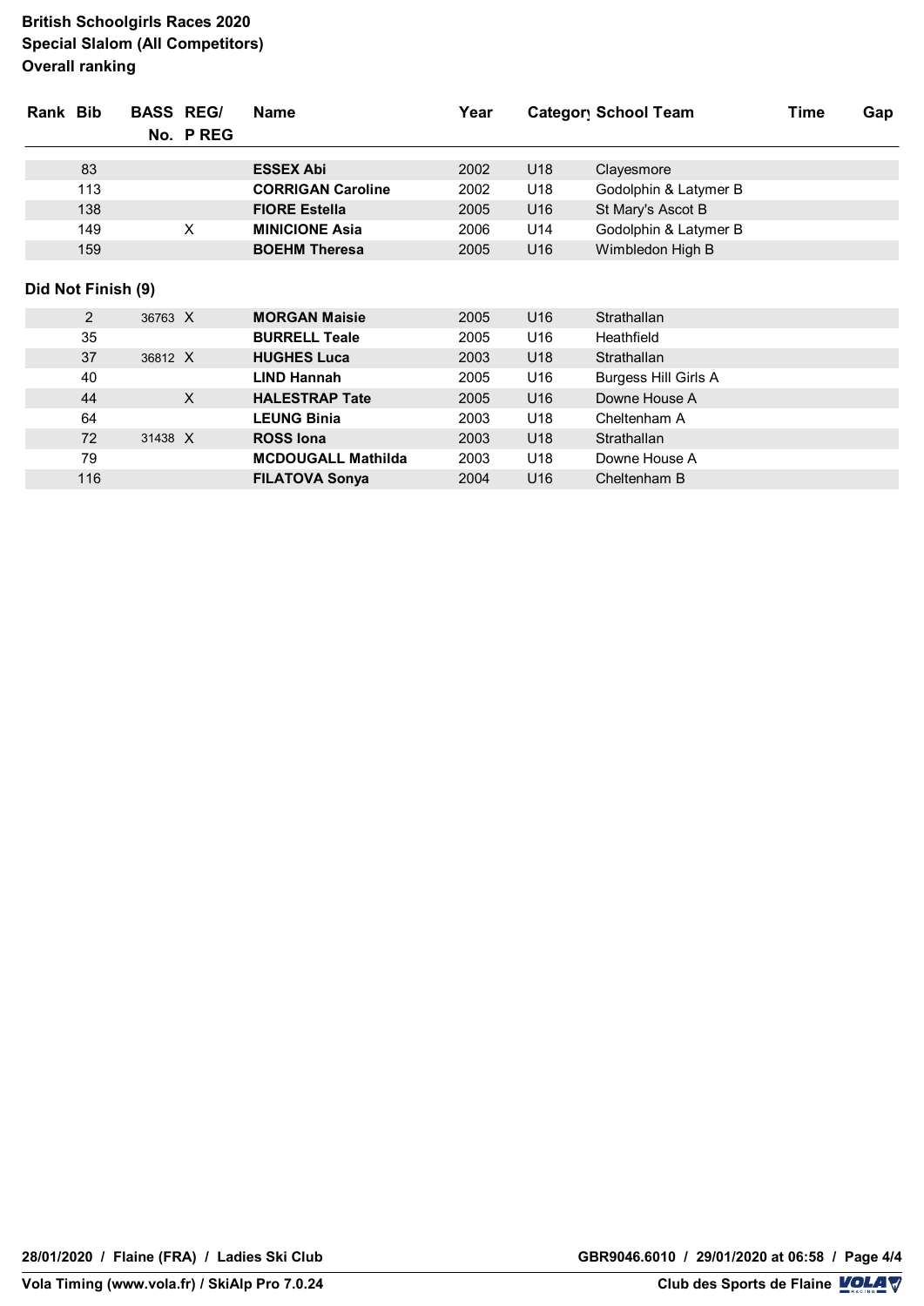**British Schoolgirls Races 2020**
**Special Slalom (All Competitors)**
**Overall ranking**

| Rank | Bib | BASS No. | REG/ P REG | Name | Year | Category | School Team | Time | Gap |
|---|---|---|---|---|---|---|---|---|---|
| | 83 | | | **ESSEX Abi** | 2002 | U18 | Clayesmore | | |
| | 113 | | | **CORRIGAN Caroline** | 2002 | U18 | Godolphin & Latymer B | | |
| | 138 | | | **FIORE Estella** | 2005 | U16 | St Mary's Ascot B | | |
| | 149 | | X | **MINICIONE Asia** | 2006 | U14 | Godolphin & Latymer B | | |
| | 159 | | | **BOEHM Theresa** | 2005 | U16 | Wimbledon High B | | |

**Did Not Finish (9)**

| Rank | Bib | BASS No. | REG/ P REG | Name | Year | Category | School Team | Time | Gap |
|---|---|---|---|---|---|---|---|---|---|
| | 2 | 36763 | X | **MORGAN Maisie** | 2005 | U16 | Strathallan | | |
| | 35 | | | **BURRELL Teale** | 2005 | U16 | Heathfield | | |
| | 37 | 36812 | X | **HUGHES Luca** | 2003 | U18 | Strathallan | | |
| | 40 | | | **LIND Hannah** | 2005 | U16 | Burgess Hill Girls A | | |
| | 44 | | X | **HALESTRAP Tate** | 2005 | U16 | Downe House A | | |
| | 64 | | | **LEUNG Binia** | 2003 | U18 | Cheltenham A | | |
| | 72 | 31438 | X | **ROSS Iona** | 2003 | U18 | Strathallan | | |
| | 79 | | | **MCDOUGALL Mathilda** | 2003 | U18 | Downe House A | | |
| | 116 | | | **FILATOVA Sonya** | 2004 | U16 | Cheltenham B | | |